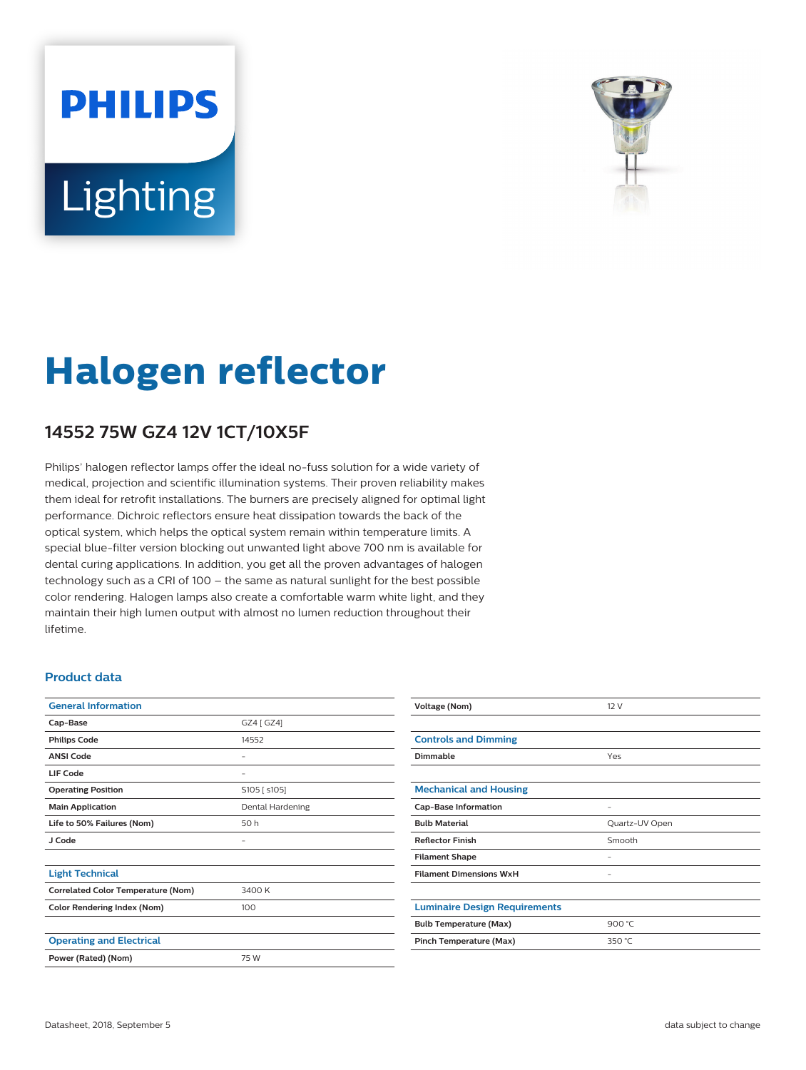# Halogen reflector

## 14552 75W GZ4 12V 1CT/10X5F

Philips' halogen reflector lamps offer the ideal no-fuss solution for a wide variety of medical, projection and scientific illumination systems. Their proven reliability makes them ideal for retrofit installations. The burners are precisely aligned for optimal light performance. Dichroic reflectors ensure heat dissipation towards the back of the optical system, which helps the optical system remain within temperature limits. A special blue-filter version blocking out unwanted light above 700 nm is available for dental curing applications. In addition, you get all the proven advantages of halogen technology such as a CRI of 100 – the same as natural sunlight for the best possible color rendering. Halogen lamps also create a comfortable warm white light, and they maintain their high lumen output with almost no lumen reduction throughout their lifetime.

### Product data

| General Information | |
|---|---|
| **Cap-Base** | GZ4 [ GZ4] |
| **Philips Code** | 14552 |
| **ANSI Code** | - |
| **LIF Code** | - |
| **Operating Position** | S105 [ s105] |
| **Main Application** | Dental Hardening |
| **Life to 50% Failures (Nom)** | 50 h |
| **J Code** | - |

| Light Technical | |
|---|---|
| **Correlated Color Temperature (Nom)** | 3400 K |
| **Color Rendering Index (Nom)** | 100 |

| Operating and Electrical | |
|---|---|
| **Power (Rated) (Nom)** | 75 W |
| **Voltage (Nom)** | 12 V |

| Controls and Dimming | |
|---|---|
| **Dimmable** | Yes |

| Mechanical and Housing | |
|---|---|
| **Cap-Base Information** | - |
| **Bulb Material** | Quartz-UV Open |
| **Reflector Finish** | Smooth |
| **Filament Shape** | - |
| **Filament Dimensions WxH** | - |

| Luminaire Design Requirements | |
|---|---|
| **Bulb Temperature (Max)** | 900 °C |
| **Pinch Temperature (Max)** | 350 °C |

Datasheet, 2018, September 5

data subject to change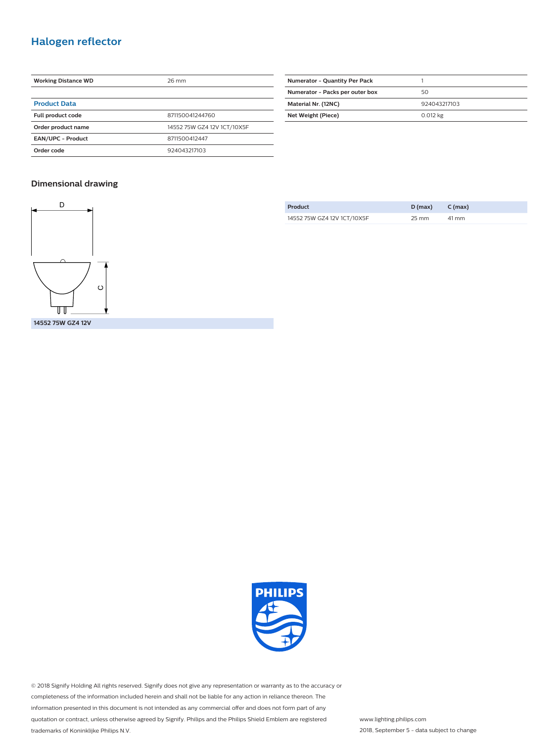## Halogen reflector

| | |
|---|---|
| **Working Distance WD** | 26 mm |

| **Product Data** | |
|---|---|
| **Full product code** | 871150041244760 |
| **Order product name** | 14552 75W GZ4 12V 1CT/10X5F |
| **EAN/UPC - Product** | 8711500412447 |
| **Order code** | 924043217103 |

| | |
|---|---|
| **Numerator - Quantity Per Pack** | 1 |
| **Numerator - Packs per outer box** | 50 |
| **Material Nr. (12NC)** | 924043217103 |
| **Net Weight (Piece)** | 0.012 kg |

### Dimensional drawing

D

C

**14552 75W GZ4 12V**

| Product | D (max) | C (max) |
|---|---|---|
| 14552 75W GZ4 12V 1CT/10X5F | 25 mm | 41 mm |

© 2018 Signify Holding All rights reserved. Signify does not give any representation or warranty as to the accuracy or completeness of the information included herein and shall not be liable for any action in reliance thereon. The information presented in this document is not intended as any commercial offer and does not form part of any quotation or contract, unless otherwise agreed by Signify. Philips and the Philips Shield Emblem are registered trademarks of Koninklijke Philips N.V.

www.lighting.philips.com

2018, September 5 - data subject to change